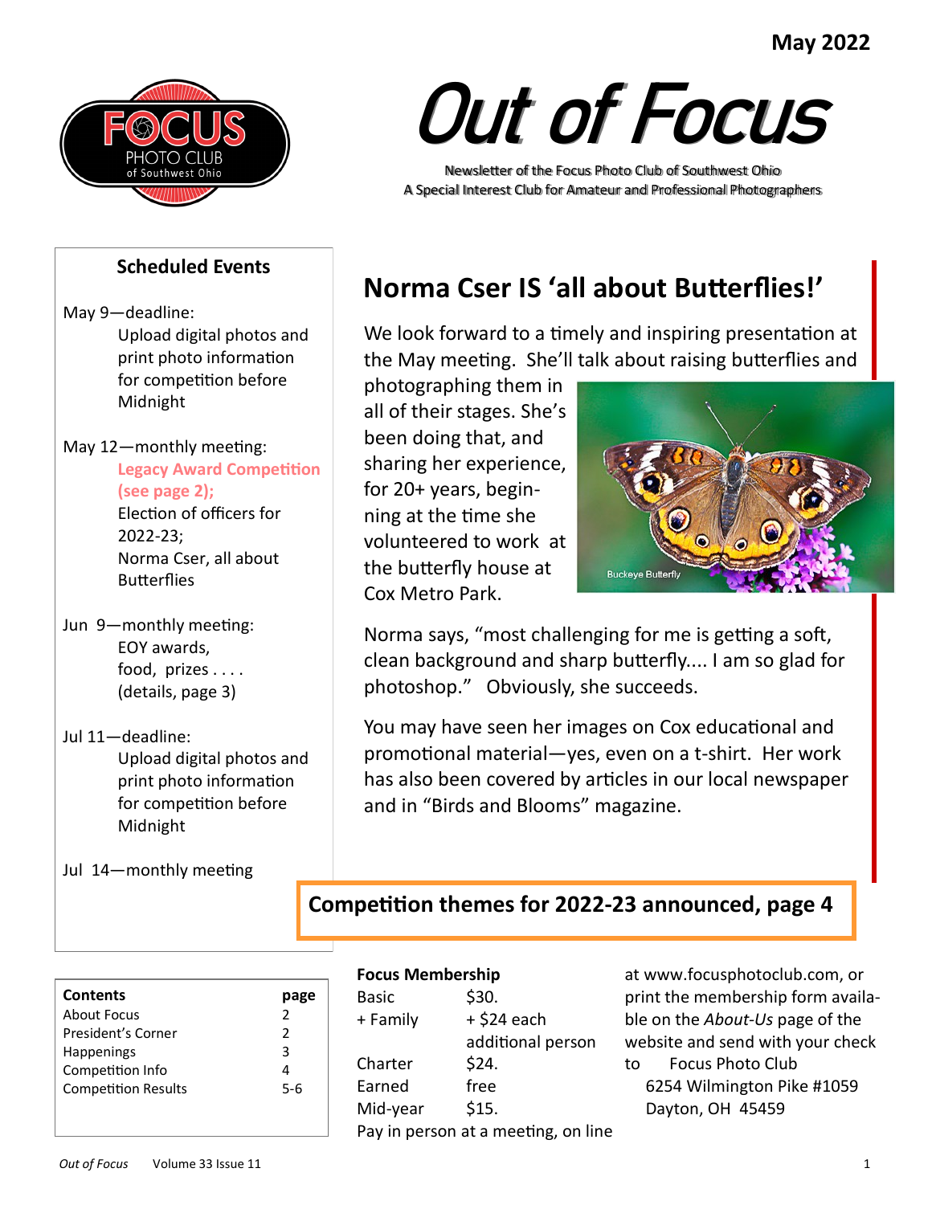May 2022

# Out of Focus

Newsletter of the Focus Photo Club of Southwest Ohio
A Special Interest Club for Amateur and Professional Photographers

## Norma Cser IS 'all about Butterflies!'

We look forward to a timely and inspiring presentation at the May meeting. She'll talk about raising butterflies and photographing them in all of their stages. She's been doing that, and sharing her experience, for 20+ years, beginning at the time she volunteered to work at the butterfly house at Cox Metro Park.

Buckeye Butterfly

Norma says, "most challenging for me is getting a soft, clean background and sharp butterfly.... I am so glad for photoshop." Obviously, she succeeds.

You may have seen her images on Cox educational and promotional material—yes, even on a t-shirt. Her work has also been covered by articles in our local newspaper and in "Birds and Blooms" magazine.

**Competition themes for 2022-23 announced, page 4**

### Scheduled Events

May 9—deadline:
Upload digital photos and print photo information for competition before Midnight

May 12—monthly meeting:
Legacy Award Competition (see page 2);
Election of officers for 2022-23;
Norma Cser, all about Butterflies

Jun 9—monthly meeting:
EOY awards,
food, prizes . . . .
(details, page 3)

Jul 11—deadline:
Upload digital photos and print photo information for competition before Midnight

Jul 14—monthly meeting

| **Contents** | **page** |
|---|---|
| About Focus | 2 |
| President's Corner | 2 |
| Happenings | 3 |
| Competition Info | 4 |
| Competition Results | 5-6 |

**Focus Membership**

| | |
|---|---|
| Basic | $30. |
| + Family | + $24 each additional person |
| Charter | $24. |
| Earned | free |
| Mid-year | $15. |

Pay in person at a meeting, on line at www.focusphotoclub.com, or print the membership form available on the *About-Us* page of the website and send with your check to Focus Photo Club
6254 Wilmington Pike #1059
Dayton, OH 45459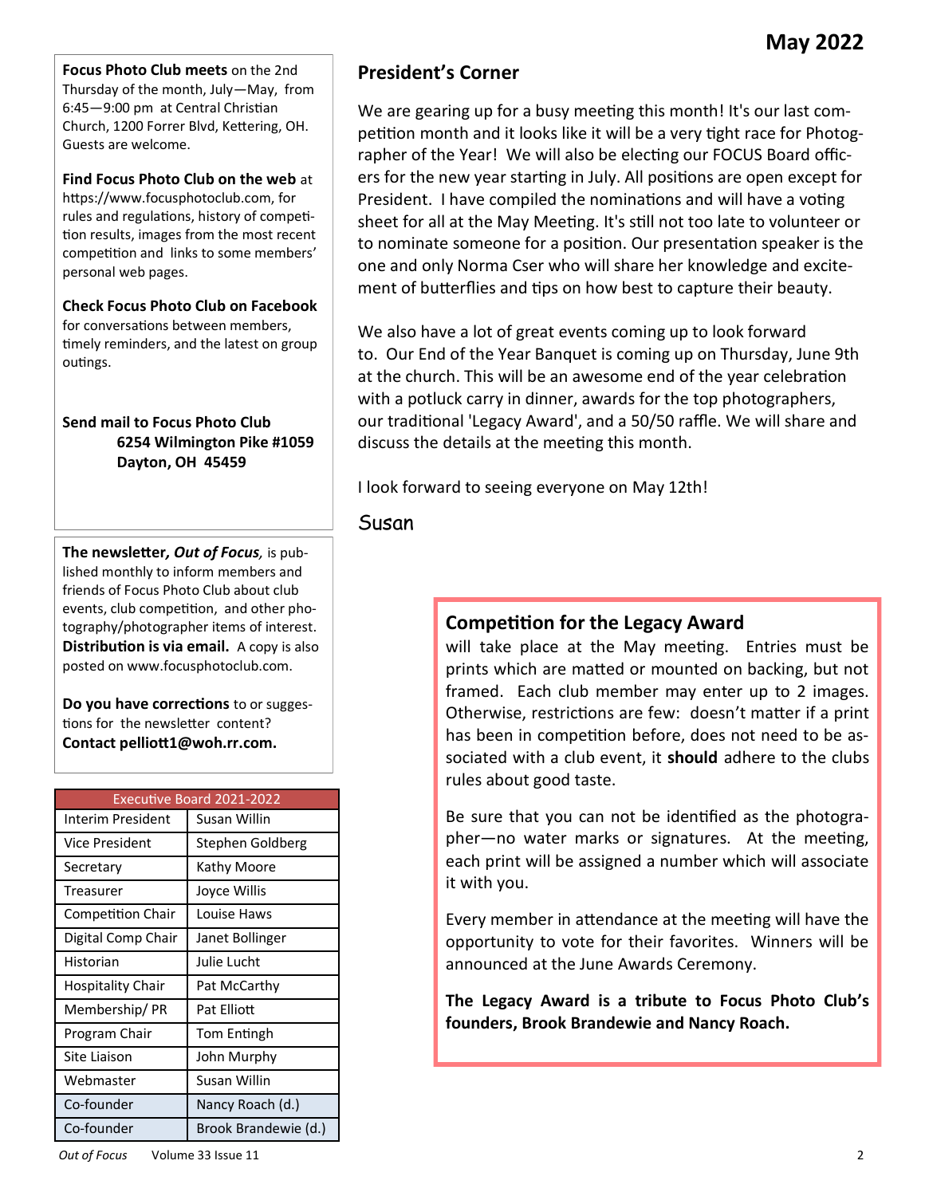**Focus Photo Club meets** on the 2nd Thursday of the month, July—May, from 6:45—9:00 pm at Central Christian Church, 1200 Forrer Blvd, Kettering, OH. Guests are welcome.

**Find Focus Photo Club on the web** at https://www.focusphotoclub.com, for rules and regulations, history of competition results, images from the most recent competition and links to some members' personal web pages.

**Check Focus Photo Club on Facebook** for conversations between members, timely reminders, and the latest on group outings.

**Send mail to Focus Photo Club**
**6254 Wilmington Pike #1059**
**Dayton, OH 45459**

**The newsletter, *Out of Focus,*** is published monthly to inform members and friends of Focus Photo Club about club events, club competition, and other photography/photographer items of interest. **Distribution is via email.** A copy is also posted on www.focusphotoclub.com.

**Do you have corrections** to or suggestions for the newsletter content? **Contact pelliott1@woh.rr.com.**

| Executive Board 2021-2022 | |
|---|---|
| Interim President | Susan Willin |
| Vice President | Stephen Goldberg |
| Secretary | Kathy Moore |
| Treasurer | Joyce Willis |
| Competition Chair | Louise Haws |
| Digital Comp Chair | Janet Bollinger |
| Historian | Julie Lucht |
| Hospitality Chair | Pat McCarthy |
| Membership/ PR | Pat Elliott |
| Program Chair | Tom Entingh |
| Site Liaison | John Murphy |
| Webmaster | Susan Willin |
| Co-founder | Nancy Roach (d.) |
| Co-founder | Brook Brandewie (d.) |

## President's Corner

We are gearing up for a busy meeting this month! It's our last competition month and it looks like it will be a very tight race for Photographer of the Year! We will also be electing our FOCUS Board officers for the new year starting in July. All positions are open except for President. I have compiled the nominations and will have a voting sheet for all at the May Meeting. It's still not too late to volunteer or to nominate someone for a position. Our presentation speaker is the one and only Norma Cser who will share her knowledge and excitement of butterflies and tips on how best to capture their beauty.

We also have a lot of great events coming up to look forward to. Our End of the Year Banquet is coming up on Thursday, June 9th at the church. This will be an awesome end of the year celebration with a potluck carry in dinner, awards for the top photographers, our traditional 'Legacy Award', and a 50/50 raffle. We will share and discuss the details at the meeting this month.

I look forward to seeing everyone on May 12th!

Susan

### Competition for the Legacy Award

will take place at the May meeting. Entries must be prints which are matted or mounted on backing, but not framed. Each club member may enter up to 2 images. Otherwise, restrictions are few: doesn't matter if a print has been in competition before, does not need to be associated with a club event, it **should** adhere to the clubs rules about good taste.

Be sure that you can not be identified as the photographer—no water marks or signatures. At the meeting, each print will be assigned a number which will associate it with you.

Every member in attendance at the meeting will have the opportunity to vote for their favorites. Winners will be announced at the June Awards Ceremony.

**The Legacy Award is a tribute to Focus Photo Club's founders, Brook Brandewie and Nancy Roach.**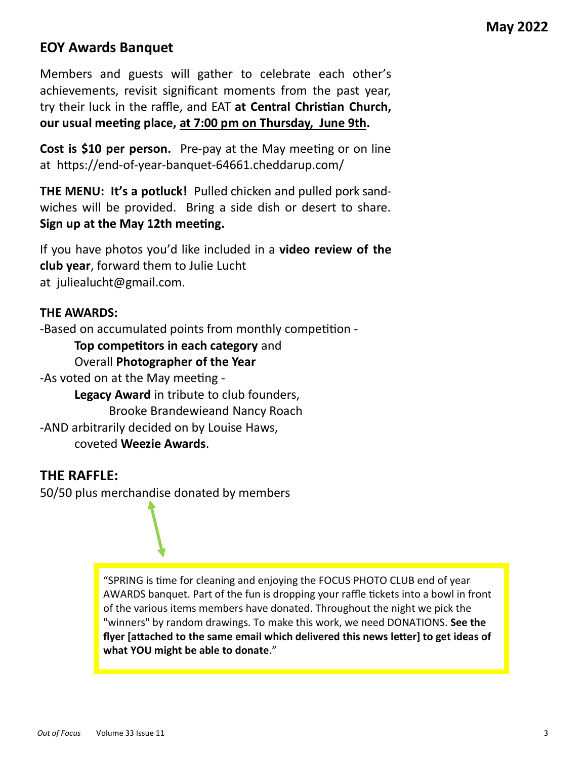## EOY Awards Banquet

Members and guests will gather to celebrate each other's achievements, revisit significant moments from the past year, try their luck in the raffle, and EAT **at Central Christian Church, our usual meeting place, at 7:00 pm on Thursday, June 9th.**

**Cost is $10 per person.** Pre-pay at the May meeting or on line at https://end-of-year-banquet-64661.cheddarup.com/

**THE MENU: It's a potluck!** Pulled chicken and pulled pork sandwiches will be provided. Bring a side dish or desert to share. **Sign up at the May 12th meeting.**

If you have photos you'd like included in a **video review of the club year**, forward them to Julie Lucht at juliealucht@gmail.com.

**THE AWARDS:**

-Based on accumulated points from monthly competition -

  **Top competitors in each category** and

  Overall **Photographer of the Year**

-As voted on at the May meeting -

  **Legacy Award** in tribute to club founders,

    Brooke Brandewieand Nancy Roach

-AND arbitrarily decided on by Louise Haws,

  coveted **Weezie Awards**.

## THE RAFFLE:

50/50 plus merchandise donated by members

> "SPRING is time for cleaning and enjoying the FOCUS PHOTO CLUB end of year AWARDS banquet. Part of the fun is dropping your raffle tickets into a bowl in front of the various items members have donated. Throughout the night we pick the "winners" by random drawings. To make this work, we need DONATIONS. **See the flyer [attached to the same email which delivered this news letter] to get ideas of what YOU might be able to donate**."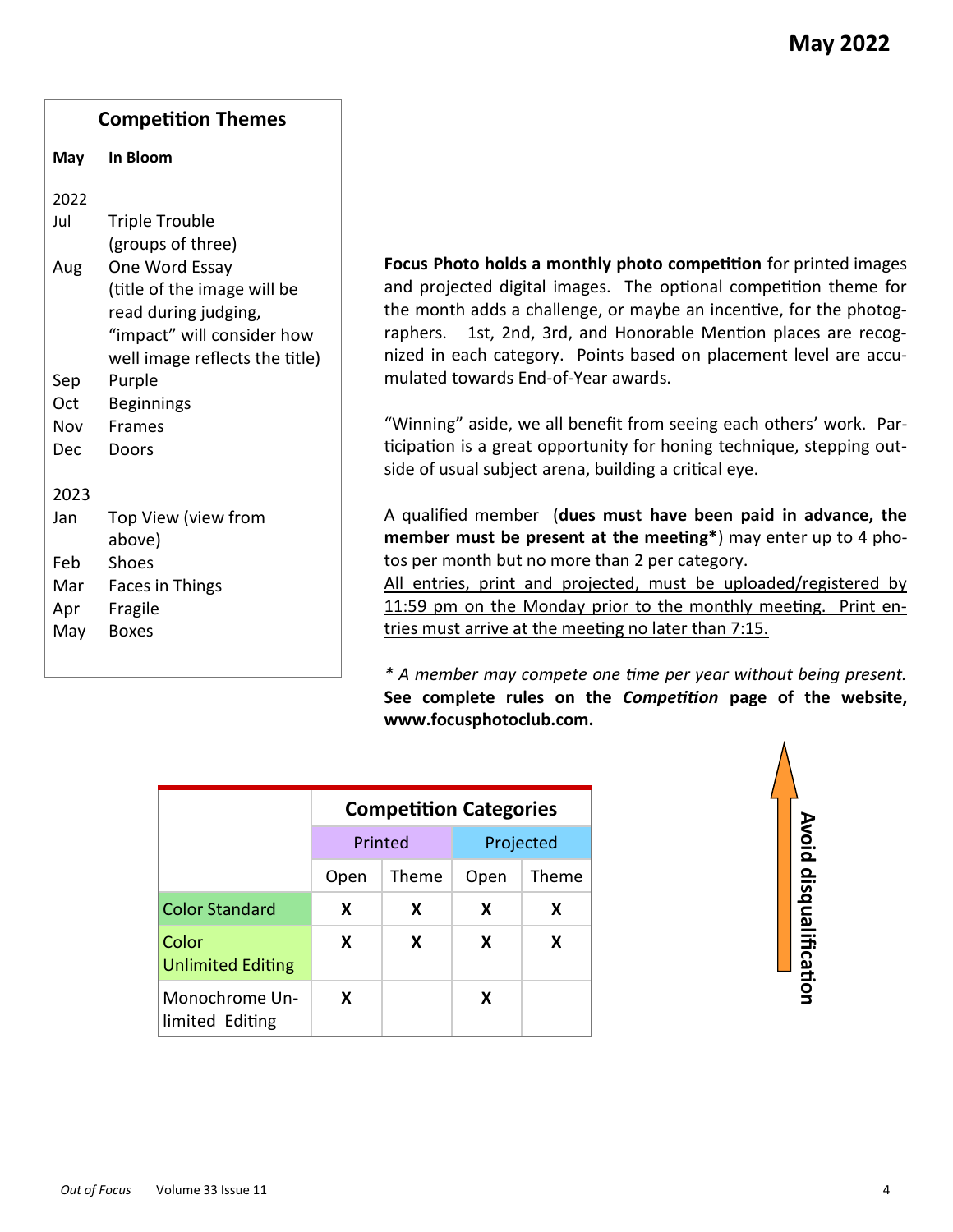## Competition Themes

| | |
|---|---|
| **May** | **In Bloom** |
| **2022** | |
| Jul | Triple Trouble (groups of three) |
| Aug | One Word Essay (title of the image will be read during judging, "impact" will consider how well image reflects the title) |
| Sep | Purple |
| Oct | Beginnings |
| Nov | Frames |
| Dec | Doors |
| **2023** | |
| Jan | Top View (view from above) |
| Feb | Shoes |
| Mar | Faces in Things |
| Apr | Fragile |
| May | Boxes |

**Focus Photo holds a monthly photo competition** for printed images and projected digital images. The optional competition theme for the month adds a challenge, or maybe an incentive, for the photographers. 1st, 2nd, 3rd, and Honorable Mention places are recognized in each category. Points based on placement level are accumulated towards End-of-Year awards.

"Winning" aside, we all benefit from seeing each others' work. Participation is a great opportunity for honing technique, stepping outside of usual subject arena, building a critical eye.

A qualified member (**dues must have been paid in advance, the member must be present at the meeting***) may enter up to 4 photos per month but no more than 2 per category.
<u>All entries, print and projected, must be uploaded/registered by 11:59 pm on the Monday prior to the monthly meeting. Print entries must arrive at the meeting no later than 7:15.</u>

*\* A member may compete one time per year without being present.*
**See complete rules on the *Competition* page of the website, www.focusphotoclub.com.**

**Avoid disqualification**

| | **Competition Categories** | | | |
|---|---|---|---|---|
| | Printed | | Projected | |
| | Open | Theme | Open | Theme |
| Color Standard | **X** | **X** | **X** | **X** |
| Color Unlimited Editing | **X** | **X** | **X** | **X** |
| Monochrome Unlimited Editing | **X** | | **X** | |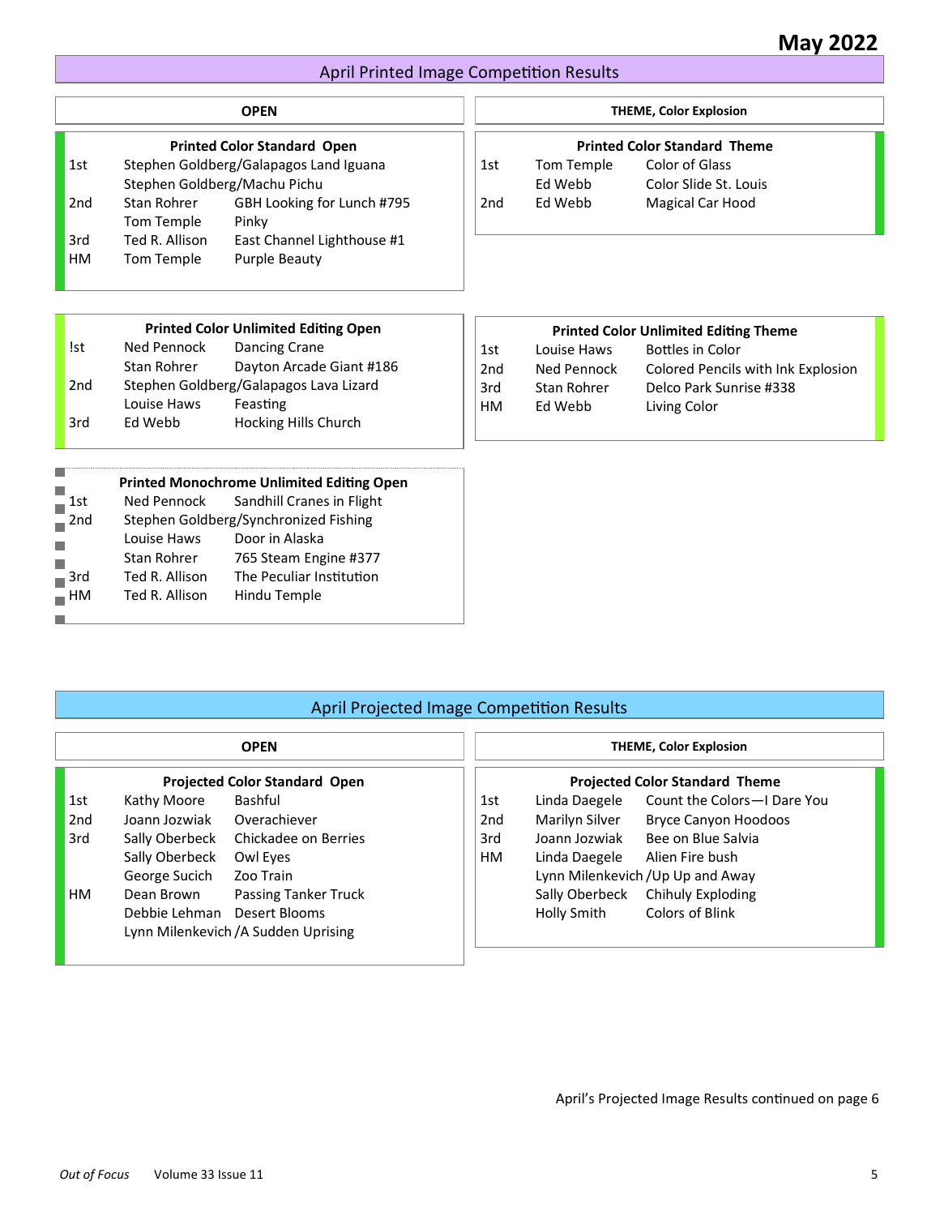May 2022

## April Printed Image Competition Results

### OPEN

**Printed Color Standard Open**

| Place | Name | Title |
|---|---|---|
| 1st | Stephen Goldberg/Galapagos Land Iguana | |
| | Stephen Goldberg/Machu Pichu | |
| 2nd | Stan Rohrer | GBH Looking for Lunch #795 |
| | Tom Temple | Pinky |
| 3rd | Ted R. Allison | East Channel Lighthouse #1 |
| HM | Tom Temple | Purple Beauty |

**Printed Color Unlimited Editing Open**

| Place | Name | Title |
|---|---|---|
| !st | Ned Pennock | Dancing Crane |
| | Stan Rohrer | Dayton Arcade Giant #186 |
| 2nd | Stephen Goldberg/Galapagos Lava Lizard | |
| | Louise Haws | Feasting |
| 3rd | Ed Webb | Hocking Hills Church |

**Printed Monochrome Unlimited Editing Open**

| Place | Name | Title |
|---|---|---|
| 1st | Ned Pennock | Sandhill Cranes in Flight |
| 2nd | Stephen Goldberg/Synchronized Fishing | |
| | Louise Haws | Door in Alaska |
| | Stan Rohrer | 765 Steam Engine #377 |
| 3rd | Ted R. Allison | The Peculiar Institution |
| HM | Ted R. Allison | Hindu Temple |

### THEME, Color Explosion

**Printed Color Standard Theme**

| Place | Name | Title |
|---|---|---|
| 1st | Tom Temple | Color of Glass |
| | Ed Webb | Color Slide St. Louis |
| 2nd | Ed Webb | Magical Car Hood |

**Printed Color Unlimited Editing Theme**

| Place | Name | Title |
|---|---|---|
| 1st | Louise Haws | Bottles in Color |
| 2nd | Ned Pennock | Colored Pencils with Ink Explosion |
| 3rd | Stan Rohrer | Delco Park Sunrise #338 |
| HM | Ed Webb | Living Color |

## April Projected Image Competition Results

### OPEN

**Projected Color Standard Open**

| Place | Name | Title |
|---|---|---|
| 1st | Kathy Moore | Bashful |
| 2nd | Joann Jozwiak | Overachiever |
| 3rd | Sally Oberbeck | Chickadee on Berries |
| | Sally Oberbeck | Owl Eyes |
| | George Sucich | Zoo Train |
| HM | Dean Brown | Passing Tanker Truck |
| | Debbie Lehman | Desert Blooms |
| | Lynn Milenkevich /A Sudden Uprising | |

### THEME, Color Explosion

**Projected Color Standard Theme**

| Place | Name | Title |
|---|---|---|
| 1st | Linda Daegele | Count the Colors—I Dare You |
| 2nd | Marilyn Silver | Bryce Canyon Hoodoos |
| 3rd | Joann Jozwiak | Bee on Blue Salvia |
| HM | Linda Daegele | Alien Fire bush |
| | Lynn Milenkevich /Up Up and Away | |
| | Sally Oberbeck | Chihuly Exploding |
| | Holly Smith | Colors of Blink |

April's Projected Image Results continued on page 6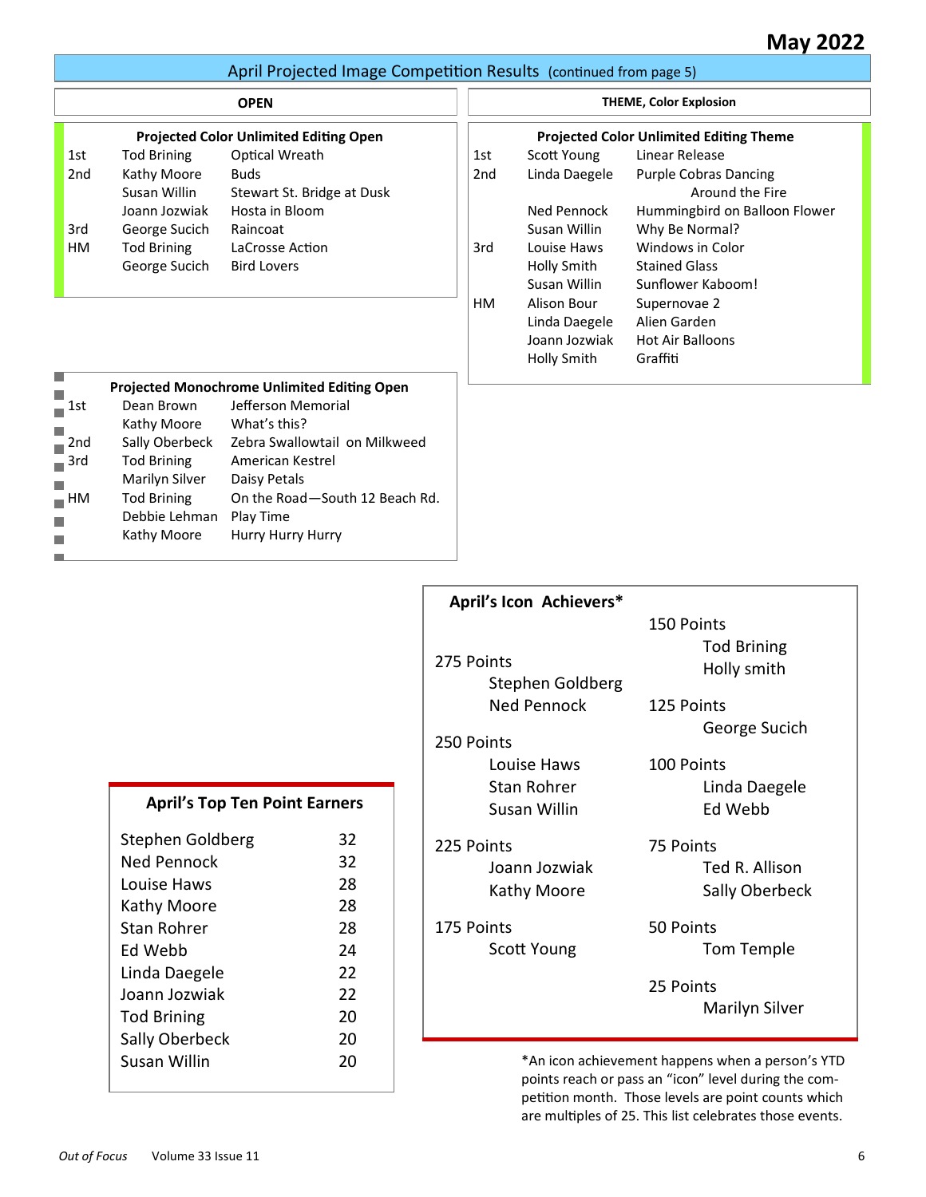## April Projected Image Competition Results (continued from page 5)

### OPEN

**Projected Color Unlimited Editing Open**

| | | |
|---|---|---|
| 1st | Tod Brining | Optical Wreath |
| 2nd | Kathy Moore | Buds |
| | Susan Willin | Stewart St. Bridge at Dusk |
| | Joann Jozwiak | Hosta in Bloom |
| 3rd | George Sucich | Raincoat |
| HM | Tod Brining | LaCrosse Action |
| | George Sucich | Bird Lovers |

**Projected Monochrome Unlimited Editing Open**

| | | |
|---|---|---|
| 1st | Dean Brown | Jefferson Memorial |
| | Kathy Moore | What's this? |
| 2nd | Sally Oberbeck | Zebra Swallowtail on Milkweed |
| 3rd | Tod Brining | American Kestrel |
| | Marilyn Silver | Daisy Petals |
| HM | Tod Brining | On the Road—South 12 Beach Rd. |
| | Debbie Lehman | Play Time |
| | Kathy Moore | Hurry Hurry Hurry |

### THEME, Color Explosion

**Projected Color Unlimited Editing Theme**

| | | |
|---|---|---|
| 1st | Scott Young | Linear Release |
| 2nd | Linda Daegele | Purple Cobras Dancing Around the Fire |
| | Ned Pennock | Hummingbird on Balloon Flower |
| | Susan Willin | Why Be Normal? |
| 3rd | Louise Haws | Windows in Color |
| | Holly Smith | Stained Glass |
| | Susan Willin | Sunflower Kaboom! |
| HM | Alison Bour | Supernovae 2 |
| | Linda Daegele | Alien Garden |
| | Joann Jozwiak | Hot Air Balloons |
| | Holly Smith | Graffiti |

### April's Icon Achievers*

275 Points
- Stephen Goldberg
- Ned Pennock

250 Points
- Louise Haws
- Stan Rohrer
- Susan Willin

225 Points
- Joann Jozwiak
- Kathy Moore

175 Points
- Scott Young

150 Points
- Tod Brining
- Holly smith

125 Points
- George Sucich

100 Points
- Linda Daegele
- Ed Webb

75 Points
- Ted R. Allison
- Sally Oberbeck

50 Points
- Tom Temple

25 Points
- Marilyn Silver

*An icon achievement happens when a person's YTD points reach or pass an "icon" level during the competition month. Those levels are point counts which are multiples of 25. This list celebrates those events.

### April's Top Ten Point Earners

| | |
|---|---|
| Stephen Goldberg | 32 |
| Ned Pennock | 32 |
| Louise Haws | 28 |
| Kathy Moore | 28 |
| Stan Rohrer | 28 |
| Ed Webb | 24 |
| Linda Daegele | 22 |
| Joann Jozwiak | 22 |
| Tod Brining | 20 |
| Sally Oberbeck | 20 |
| Susan Willin | 20 |